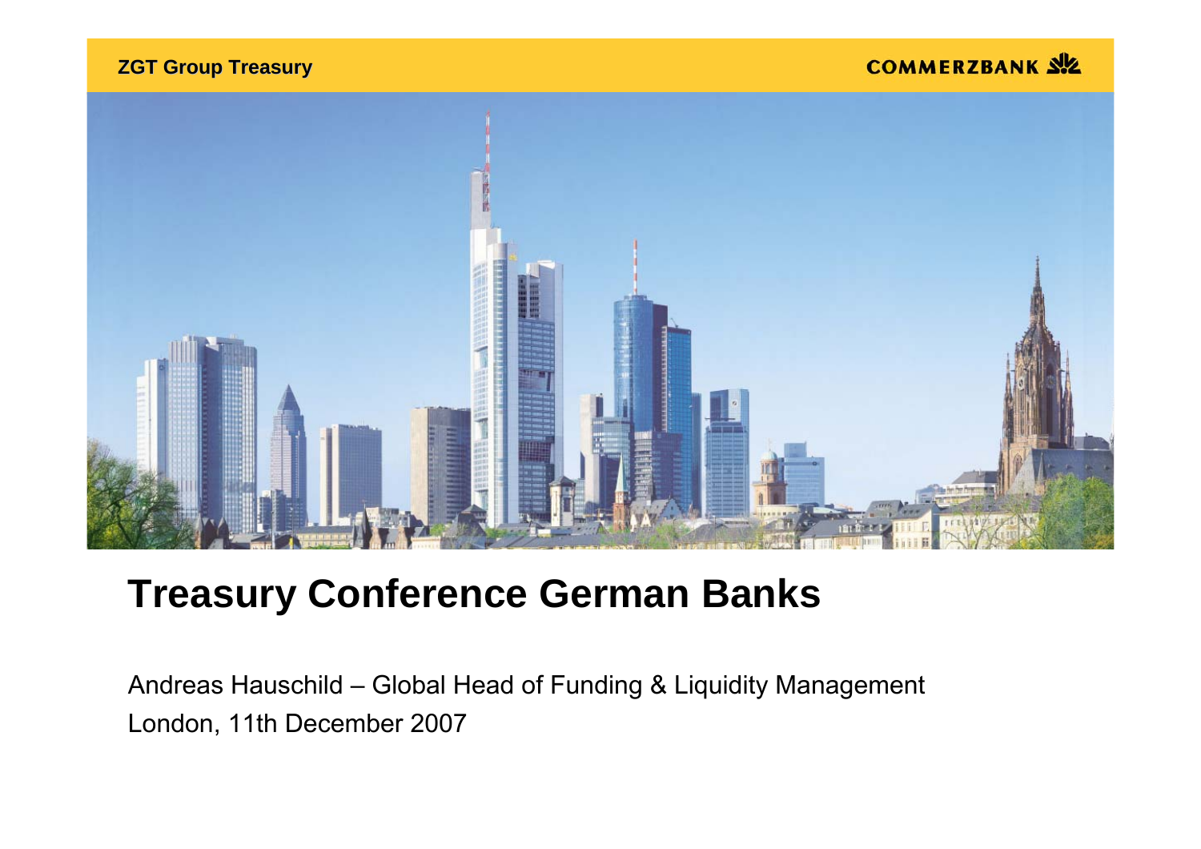ZGT Group Treasury

COMMERZBANK

# Treasury Conference German Banks

Andreas Hauschild – Global Head of Funding & Liquidity Management

London, 11th December 2007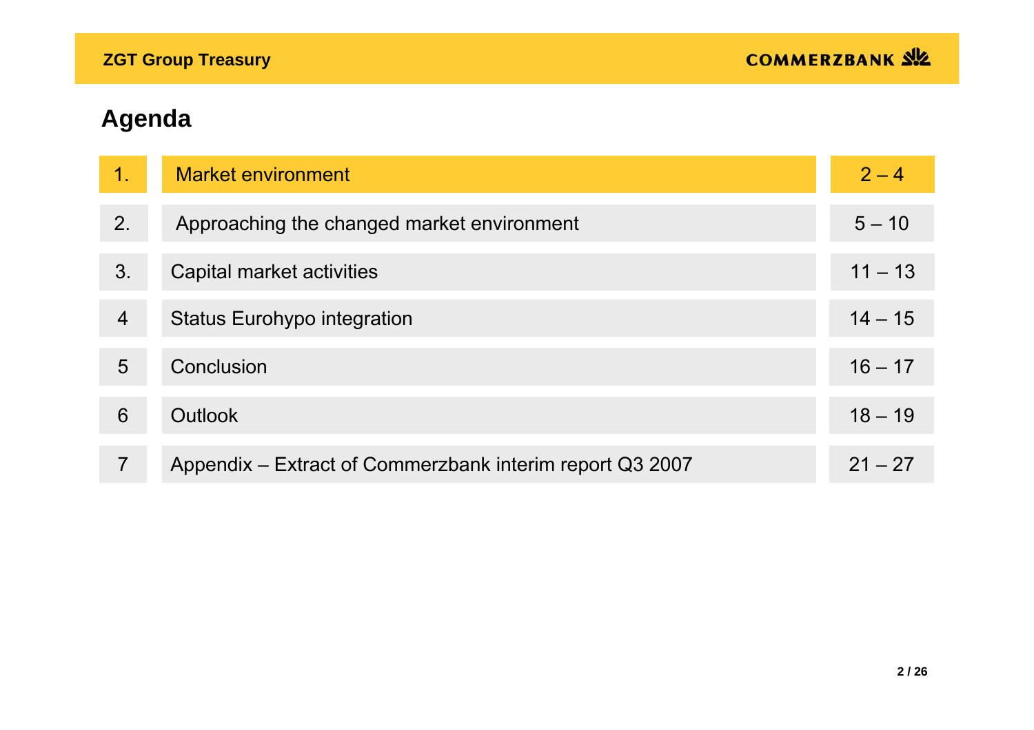# Agenda

| | | |
|---|---|---|
| 1. | Market environment | 2 – 4 |
| 2. | Approaching the changed market environment | 5 – 10 |
| 3. | Capital market activities | 11 – 13 |
| 4 | Status Eurohypo integration | 14 – 15 |
| 5 | Conclusion | 16 – 17 |
| 6 | Outlook | 18 – 19 |
| 7 | Appendix – Extract of Commerzbank interim report Q3 2007 | 21 – 27 |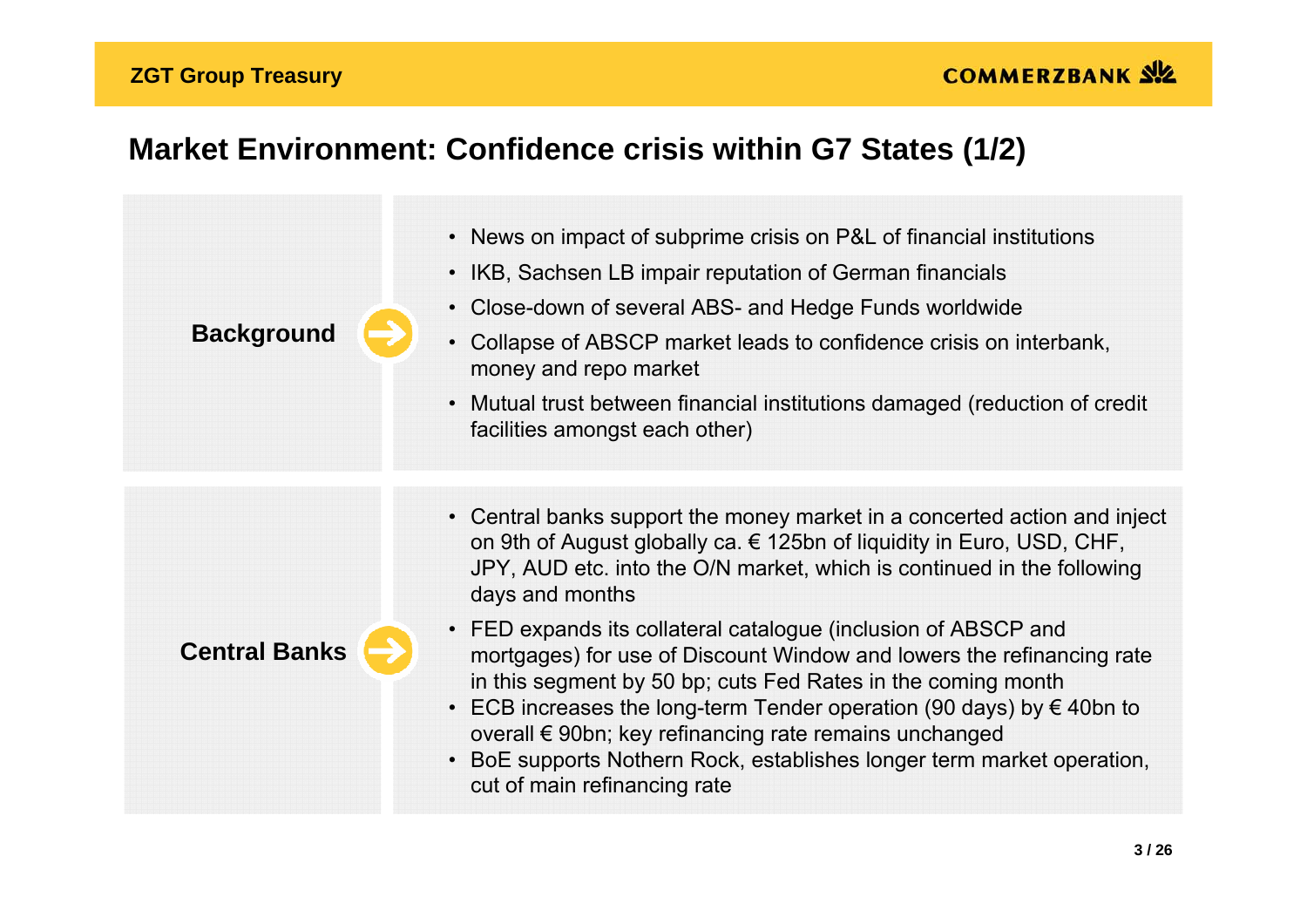# Market Environment: Confidence crisis within G7 States (1/2)

**Background**

- News on impact of subprime crisis on P&L of financial institutions
- IKB, Sachsen LB impair reputation of German financials
- Close-down of several ABS- and Hedge Funds worldwide
- Collapse of ABSCP market leads to confidence crisis on interbank, money and repo market
- Mutual trust between financial institutions damaged (reduction of credit facilities amongst each other)

**Central Banks**

- Central banks support the money market in a concerted action and inject on 9th of August globally ca. € 125bn of liquidity in Euro, USD, CHF, JPY, AUD etc. into the O/N market, which is continued in the following days and months
- FED expands its collateral catalogue (inclusion of ABSCP and mortgages) for use of Discount Window and lowers the refinancing rate in this segment by 50 bp; cuts Fed Rates in the coming month
- ECB increases the long-term Tender operation (90 days) by € 40bn to overall € 90bn; key refinancing rate remains unchanged
- BoE supports Nothern Rock, establishes longer term market operation, cut of main refinancing rate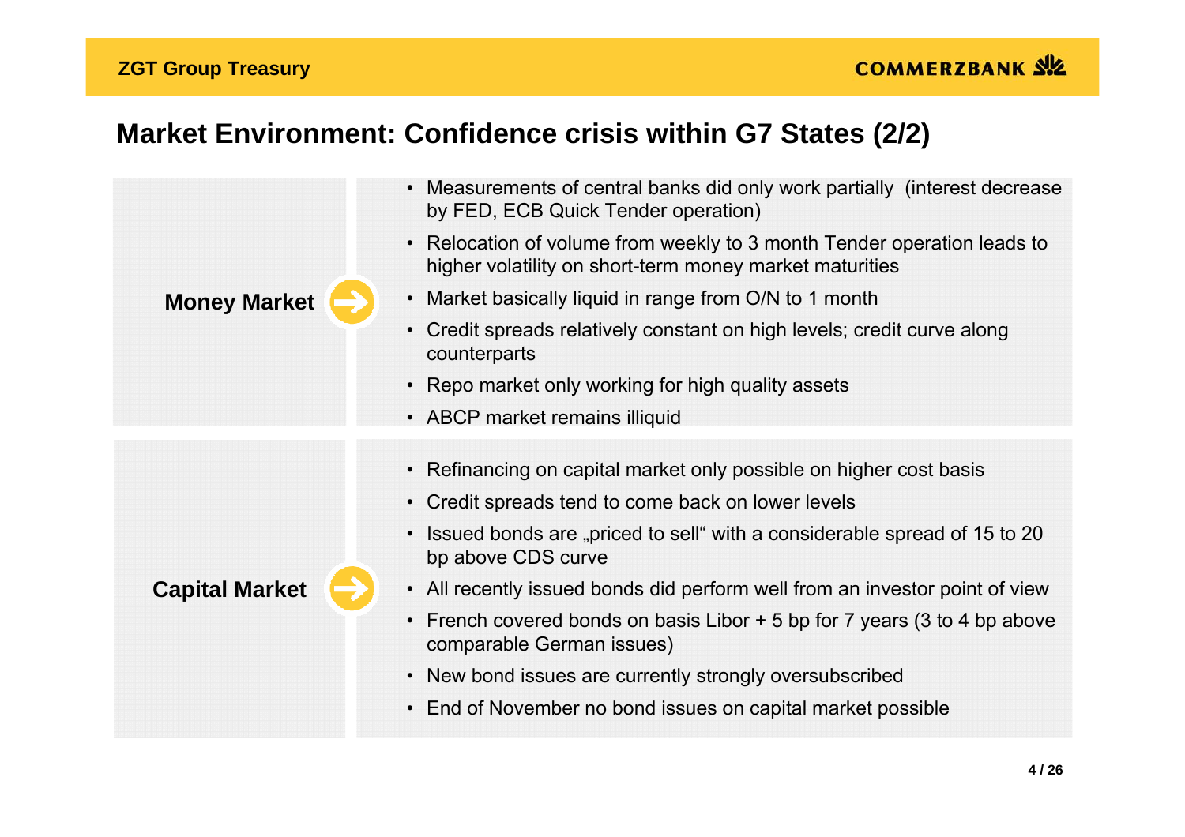# Market Environment: Confidence crisis within G7 States (2/2)

## Money Market

- Measurements of central banks did only work partially (interest decrease by FED, ECB Quick Tender operation)
- Relocation of volume from weekly to 3 month Tender operation leads to higher volatility on short-term money market maturities
- Market basically liquid in range from O/N to 1 month
- Credit spreads relatively constant on high levels; credit curve along counterparts
- Repo market only working for high quality assets
- ABCP market remains illiquid

## Capital Market

- Refinancing on capital market only possible on higher cost basis
- Credit spreads tend to come back on lower levels
- Issued bonds are „priced to sell“ with a considerable spread of 15 to 20 bp above CDS curve
- All recently issued bonds did perform well from an investor point of view
- French covered bonds on basis Libor + 5 bp for 7 years (3 to 4 bp above comparable German issues)
- New bond issues are currently strongly oversubscribed
- End of November no bond issues on capital market possible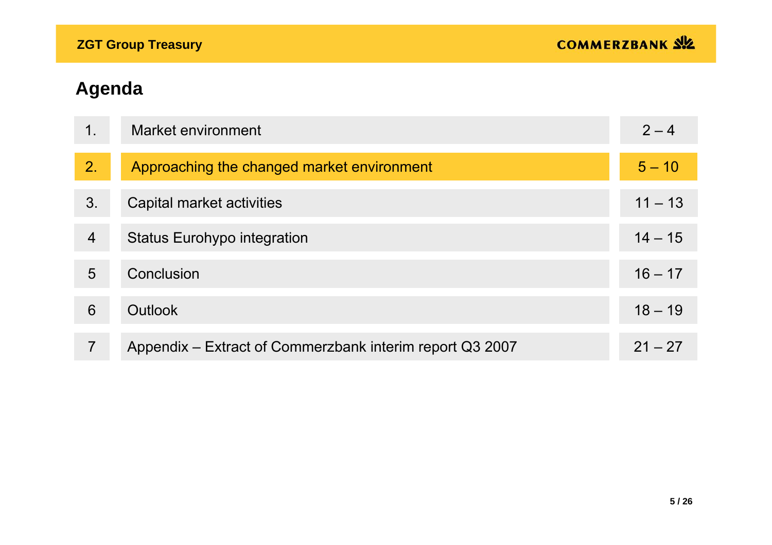## Agenda

| | | |
|---|---|---|
| 1. | Market environment | 2 – 4 |
| 2. | **Approaching the changed market environment** | **5 – 10** |
| 3. | Capital market activities | 11 – 13 |
| 4 | Status Eurohypo integration | 14 – 15 |
| 5 | Conclusion | 16 – 17 |
| 6 | Outlook | 18 – 19 |
| 7 | Appendix – Extract of Commerzbank interim report Q3 2007 | 21 – 27 |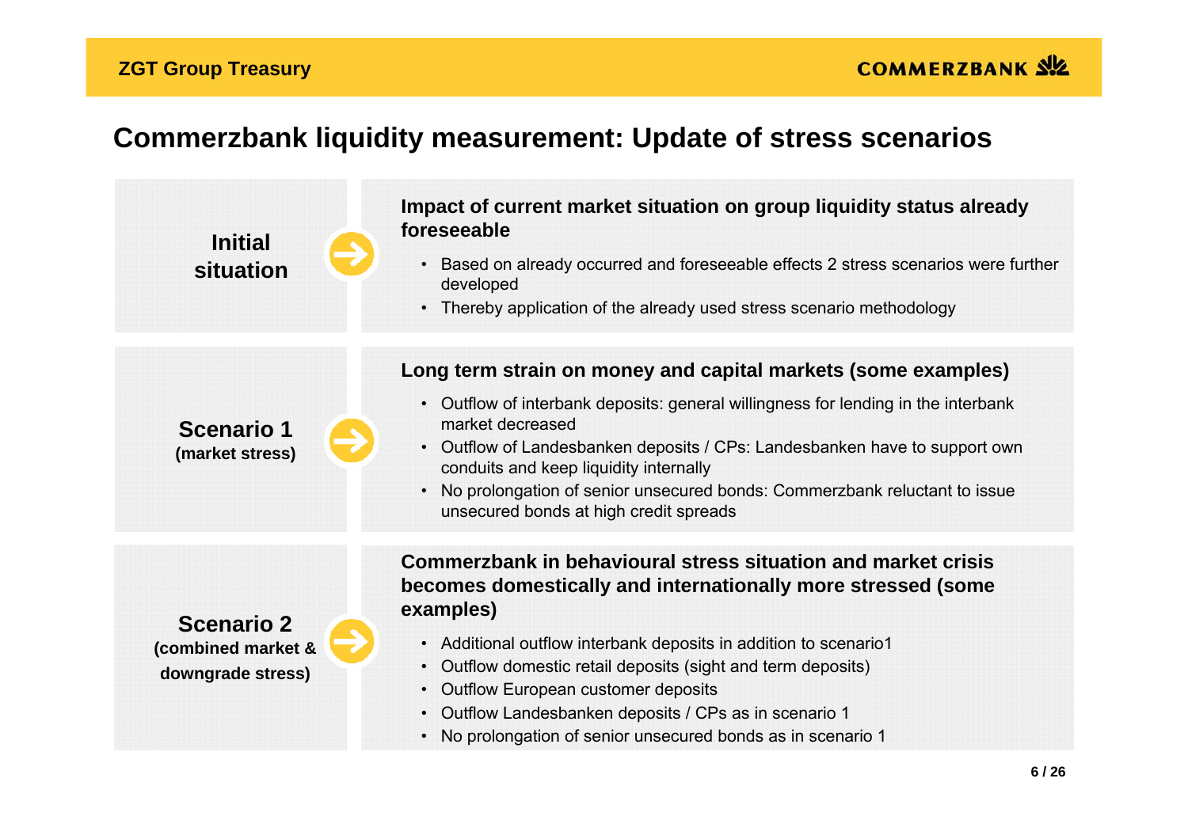# Commerzbank liquidity measurement: Update of stress scenarios

## Initial situation

**Impact of current market situation on group liquidity status already foreseeable**

- Based on already occurred and foreseeable effects 2 stress scenarios were further developed
- Thereby application of the already used stress scenario methodology

## Scenario 1 (market stress)

**Long term strain on money and capital markets (some examples)**

- Outflow of interbank deposits: general willingness for lending in the interbank market decreased
- Outflow of Landesbanken deposits / CPs: Landesbanken have to support own conduits and keep liquidity internally
- No prolongation of senior unsecured bonds: Commerzbank reluctant to issue unsecured bonds at high credit spreads

## Scenario 2 (combined market & downgrade stress)

**Commerzbank in behavioural stress situation and market crisis becomes domestically and internationally more stressed (some examples)**

- Additional outflow interbank deposits in addition to scenario1
- Outflow domestic retail deposits (sight and term deposits)
- Outflow European customer deposits
- Outflow Landesbanken deposits / CPs as in scenario 1
- No prolongation of senior unsecured bonds as in scenario 1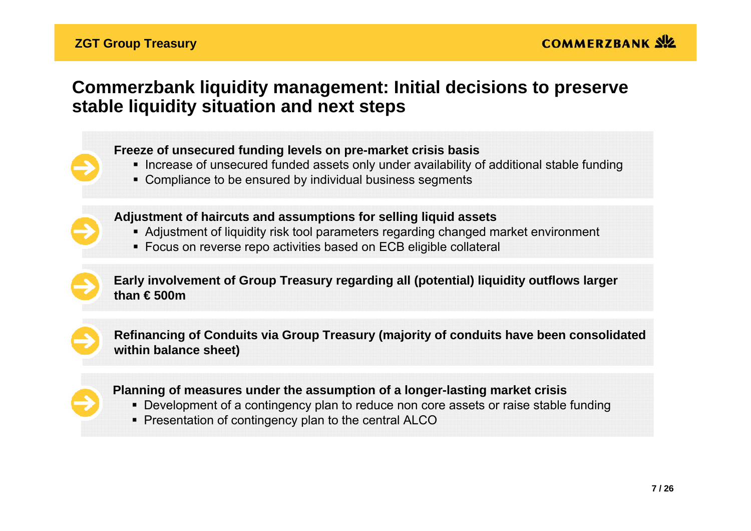# Commerzbank liquidity management: Initial decisions to preserve stable liquidity situation and next steps

**Freeze of unsecured funding levels on pre-market crisis basis**

- Increase of unsecured funded assets only under availability of additional stable funding
- Compliance to be ensured by individual business segments

**Adjustment of haircuts and assumptions for selling liquid assets**

- Adjustment of liquidity risk tool parameters regarding changed market environment
- Focus on reverse repo activities based on ECB eligible collateral

**Early involvement of Group Treasury regarding all (potential) liquidity outflows larger than € 500m**

**Refinancing of Conduits via Group Treasury (majority of conduits have been consolidated within balance sheet)**

**Planning of measures under the assumption of a longer-lasting market crisis**

- Development of a contingency plan to reduce non core assets or raise stable funding
- Presentation of contingency plan to the central ALCO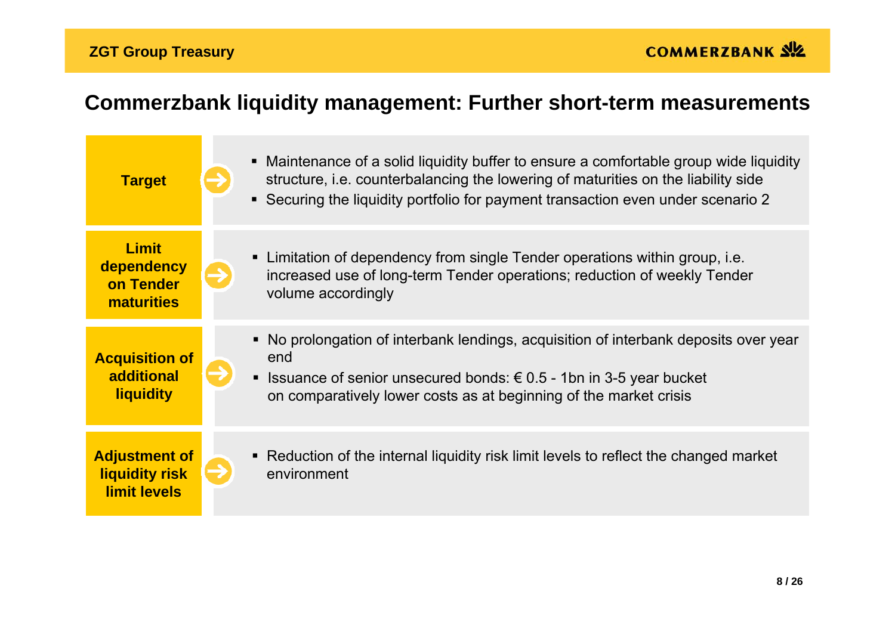# Commerzbank liquidity management: Further short-term measurements

| | |
|---|---|
| **Target** | ▪ Maintenance of a solid liquidity buffer to ensure a comfortable group wide liquidity structure, i.e. counterbalancing the lowering of maturities on the liability side<br>▪ Securing the liquidity portfolio for payment transaction even under scenario 2 |
| **Limit dependency on Tender maturities** | ▪ Limitation of dependency from single Tender operations within group, i.e. increased use of long-term Tender operations; reduction of weekly Tender volume accordingly |
| **Acquisition of additional liquidity** | ▪ No prolongation of interbank lendings, acquisition of interbank deposits over year end<br>▪ Issuance of senior unsecured bonds: € 0.5 - 1bn in 3-5 year bucket on comparatively lower costs as at beginning of the market crisis |
| **Adjustment of liquidity risk limit levels** | ▪ Reduction of the internal liquidity risk limit levels to reflect the changed market environment |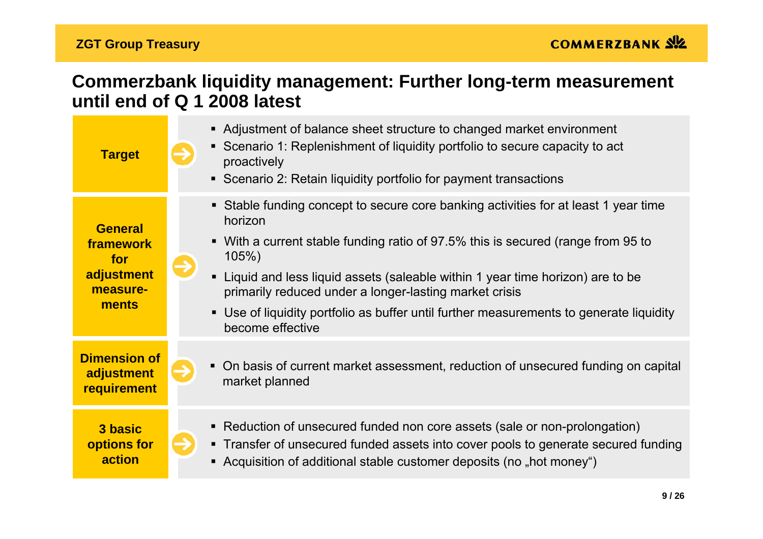# Commerzbank liquidity management: Further long-term measurement until end of Q 1 2008 latest

| | |
|---|---|
| **Target** | ▪ Adjustment of balance sheet structure to changed market environment<br>▪ Scenario 1: Replenishment of liquidity portfolio to secure capacity to act proactively<br>▪ Scenario 2: Retain liquidity portfolio for payment transactions |
| **General framework for adjustment measure-ments** | ▪ Stable funding concept to secure core banking activities for at least 1 year time horizon<br>▪ With a current stable funding ratio of 97.5% this is secured (range from 95 to 105%)<br>▪ Liquid and less liquid assets (saleable within 1 year time horizon) are to be primarily reduced under a longer-lasting market crisis<br>▪ Use of liquidity portfolio as buffer until further measurements to generate liquidity become effective |
| **Dimension of adjustment requirement** | ▪ On basis of current market assessment, reduction of unsecured funding on capital market planned |
| **3 basic options for action** | ▪ Reduction of unsecured funded non core assets (sale or non-prolongation)<br>▪ Transfer of unsecured funded assets into cover pools to generate secured funding<br>▪ Acquisition of additional stable customer deposits (no „hot money“) |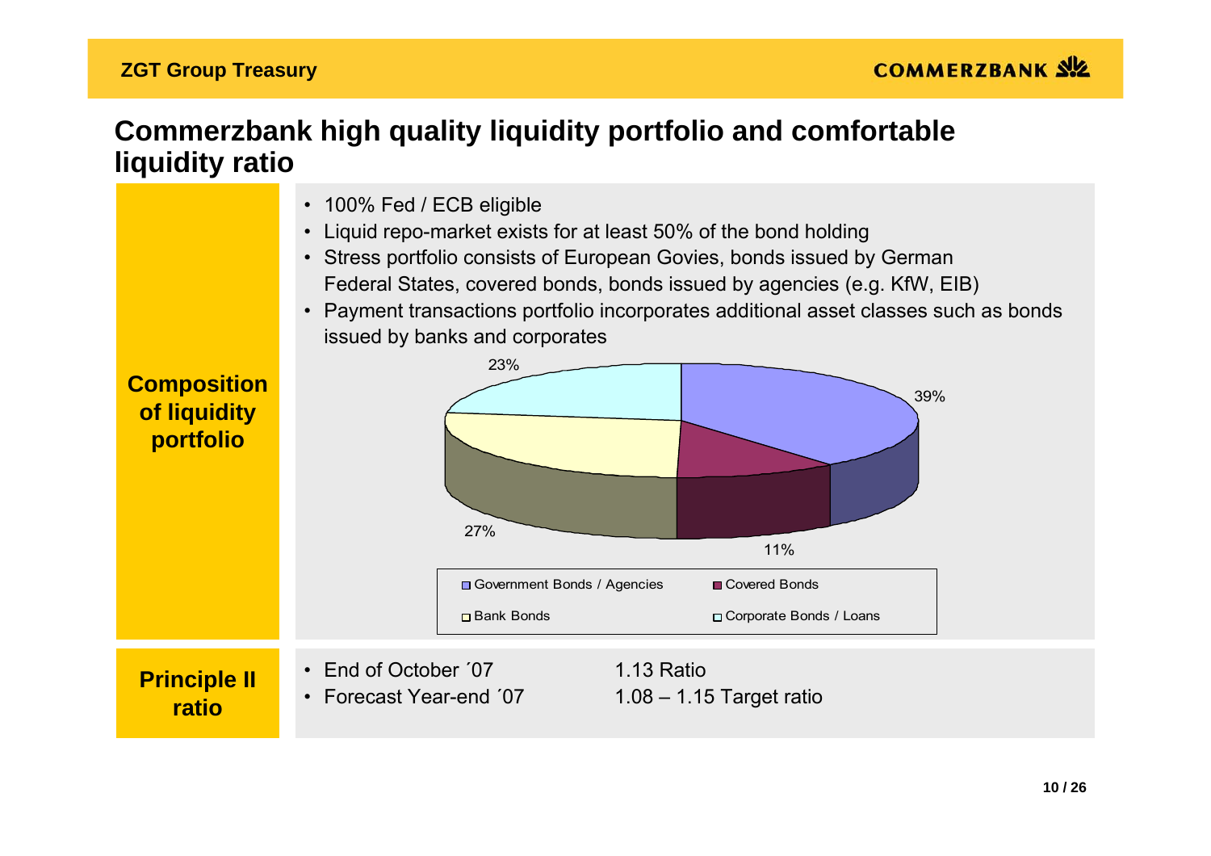# Commerzbank high quality liquidity portfolio and comfortable liquidity ratio

## Composition of liquidity portfolio

- 100% Fed / ECB eligible
- Liquid repo-market exists for at least 50% of the bond holding
- Stress portfolio consists of European Govies, bonds issued by German Federal States, covered bonds, bonds issued by agencies (e.g. KfW, EIB)
- Payment transactions portfolio incorporates additional asset classes such as bonds issued by banks and corporates

| Asset class | Share |
|---|---|
| Government Bonds / Agencies | 39% |
| Covered Bonds | 11% |
| Bank Bonds | 27% |
| Corporate Bonds / Loans | 23% |

## Principle II ratio

- End of October ´07 — 1.13 Ratio
- Forecast Year-end ´07 — 1.08 – 1.15 Target ratio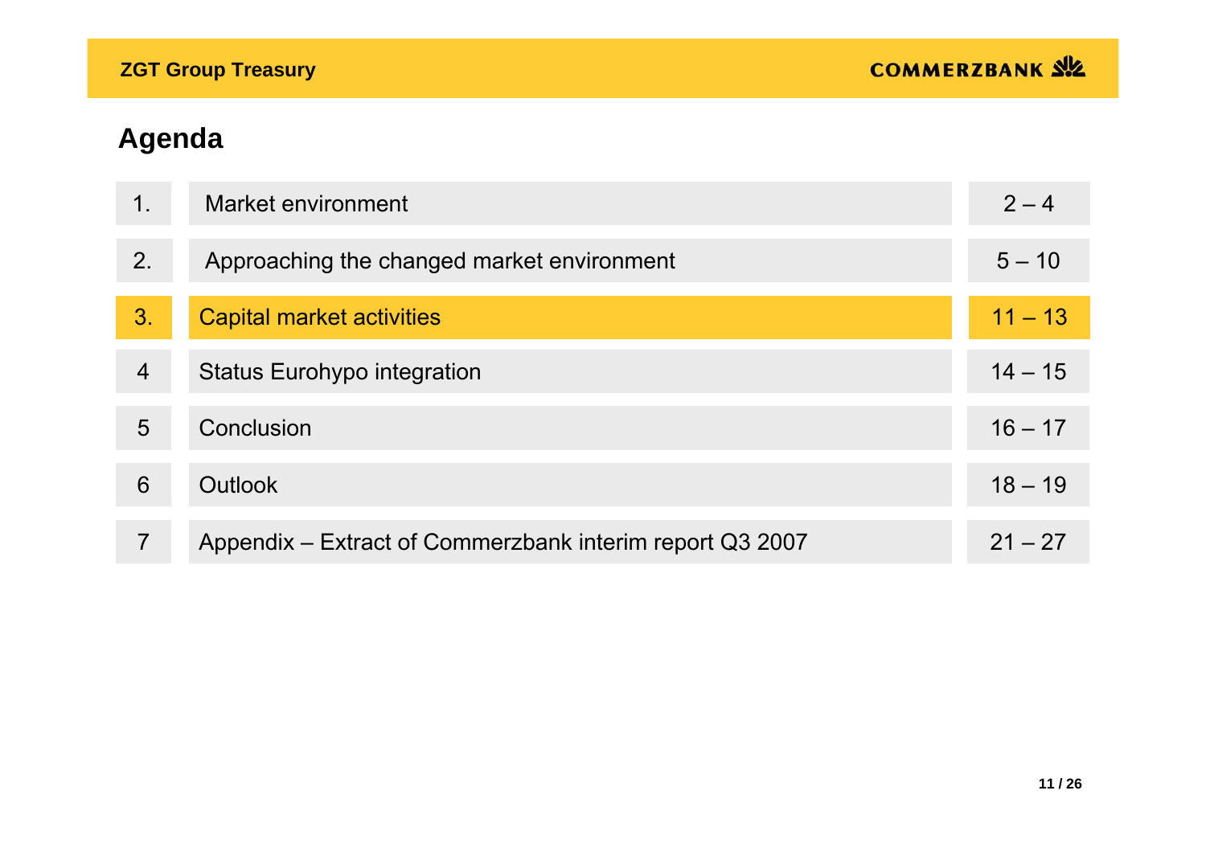## Agenda

| | | |
|---|---|---|
| 1. | Market environment | 2 – 4 |
| 2. | Approaching the changed market environment | 5 – 10 |
| 3. | **Capital market activities** | 11 – 13 |
| 4 | Status Eurohypo integration | 14 – 15 |
| 5 | Conclusion | 16 – 17 |
| 6 | Outlook | 18 – 19 |
| 7 | Appendix – Extract of Commerzbank interim report Q3 2007 | 21 – 27 |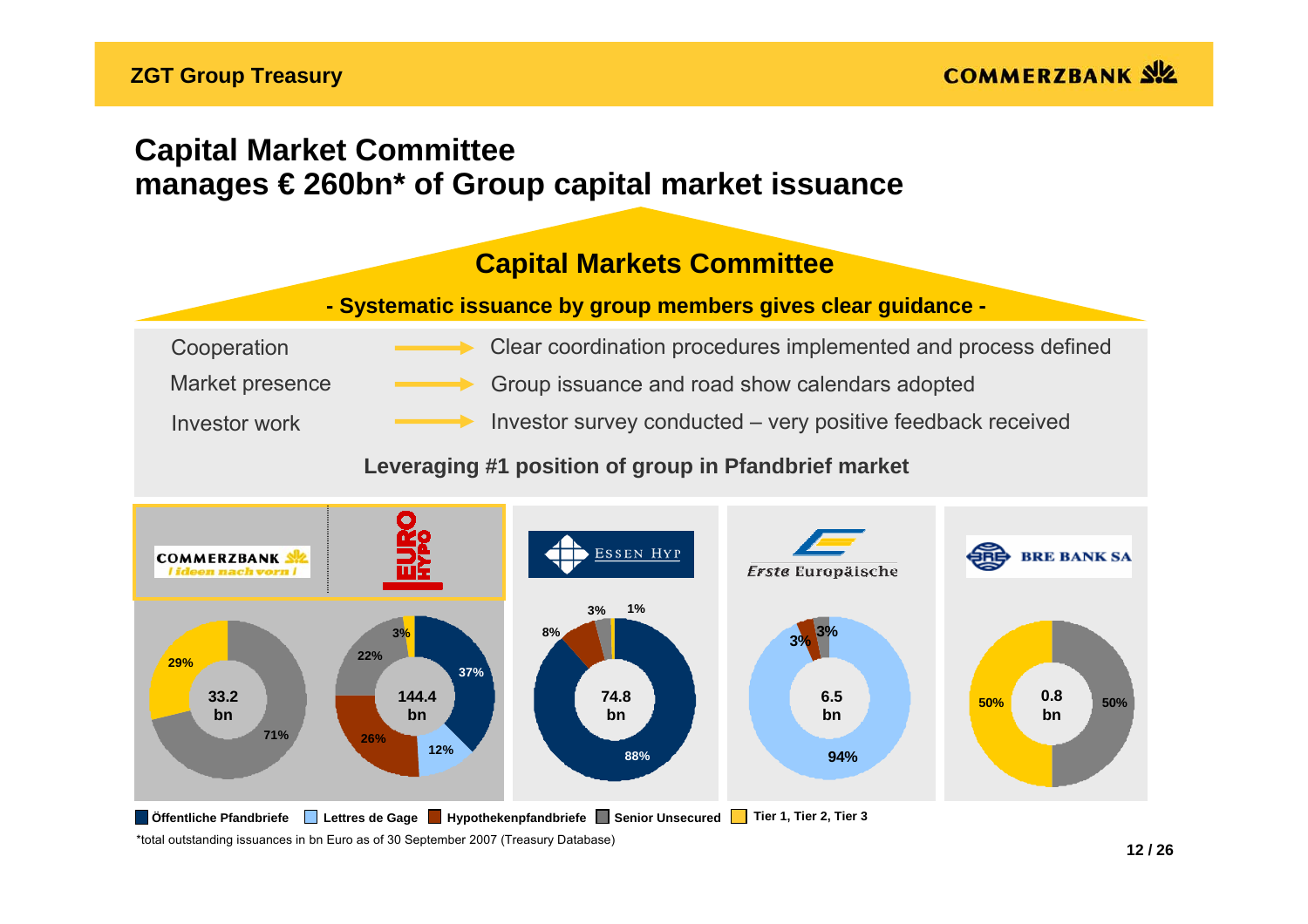# Capital Market Committee manages € 260bn* of Group capital market issuance

## Capital Markets Committee

**- Systematic issuance by group members gives clear guidance -**

| | |
|---|---|
| Cooperation | → Clear coordination procedures implemented and process defined |
| Market presence | → Group issuance and road show calendars adopted |
| Investor work | → Investor survey conducted – very positive feedback received |

**Leveraging #1 position of group in Pfandbrief market**

| | Commerzbank | Eurohypo | Essen Hyp | Erste Europäische | BRE Bank SA |
|---|---|---|---|---|---|
| Total | 33.2 bn | 144.4 bn | 74.8 bn | 6.5 bn | 0.8 bn |
| Öffentliche Pfandbriefe | | 37% | 88% | | |
| Lettres de Gage | | 12% | | 94% | |
| Hypothekenpfandbriefe | | 26% | 8% | 3% | |
| Senior Unsecured | 71% | 22% | 3% | 3% | 50% |
| Tier 1, Tier 2, Tier 3 | 29% | 3% | 1% | | 50% |

*total outstanding issuances in bn Euro as of 30 September 2007 (Treasury Database)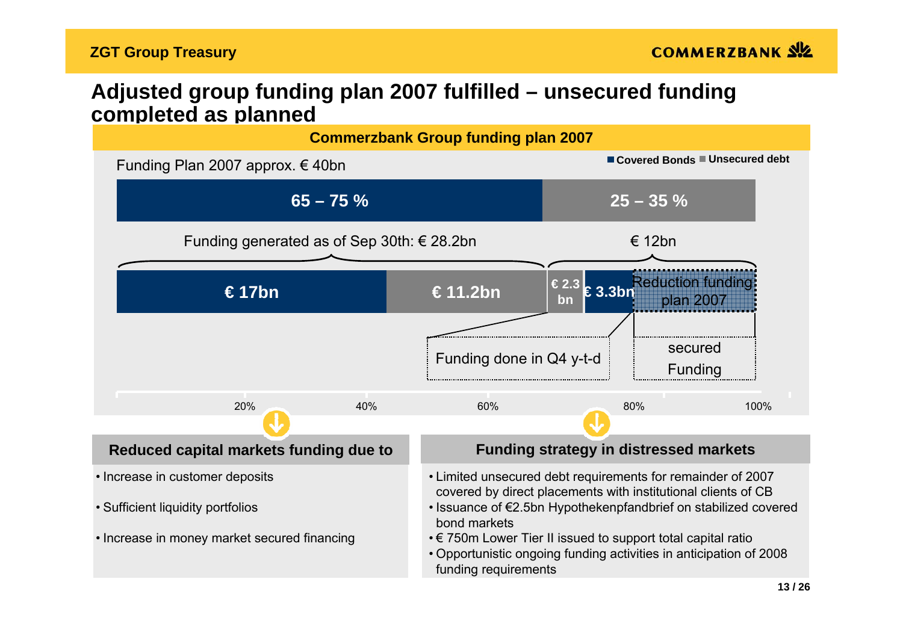# Adjusted group funding plan 2007 fulfilled – unsecured funding completed as planned

## Commerzbank Group funding plan 2007

Funding Plan 2007 approx. € 40bn

■ Covered Bonds ■ Unsecured debt

| 65 – 75 % | 25 – 35 % |
|---|---|

Funding generated as of Sep 30th: € 28.2bn | € 12bn

| € 17bn | € 11.2bn | € 2.3 bn | € 3.3bn | Reduction funding plan 2007 |
|---|---|---|---|---|

Funding done in Q4 y-t-d

secured Funding

20% 40% 60% 80% 100%

### Reduced capital markets funding due to

- Increase in customer deposits
- Sufficient liquidity portfolios
- Increase in money market secured financing

### Funding strategy in distressed markets

- Limited unsecured debt requirements for remainder of 2007 covered by direct placements with institutional clients of CB
- Issuance of €2.5bn Hypothekenpfandbrief on stabilized covered bond markets
- € 750m Lower Tier II issued to support total capital ratio
- Opportunistic ongoing funding activities in anticipation of 2008 funding requirements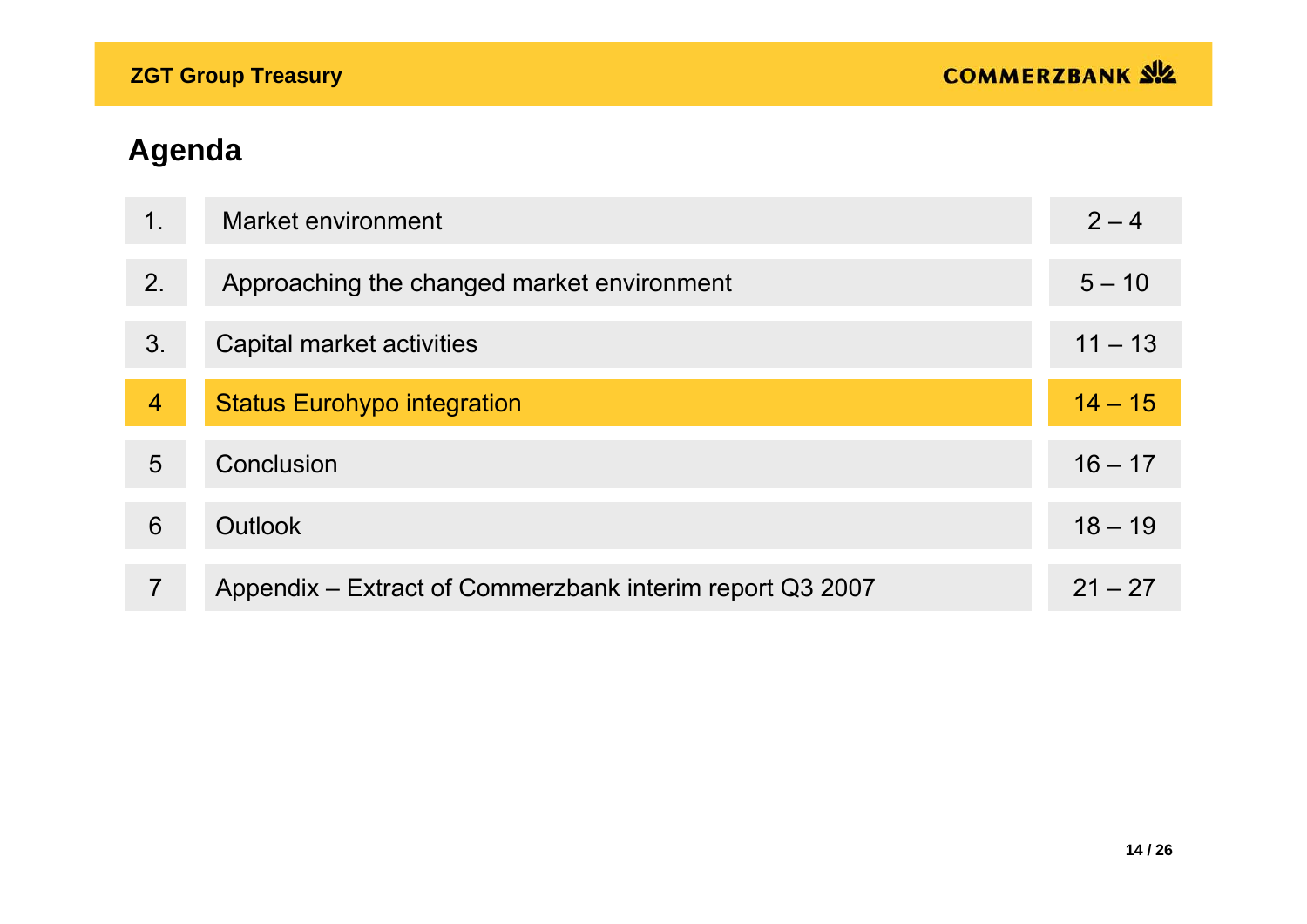## Agenda

| | | |
|---|---|---|
| 1. | Market environment | 2 – 4 |
| 2. | Approaching the changed market environment | 5 – 10 |
| 3. | Capital market activities | 11 – 13 |
| 4 | **Status Eurohypo integration** | 14 – 15 |
| 5 | Conclusion | 16 – 17 |
| 6 | Outlook | 18 – 19 |
| 7 | Appendix – Extract of Commerzbank interim report Q3 2007 | 21 – 27 |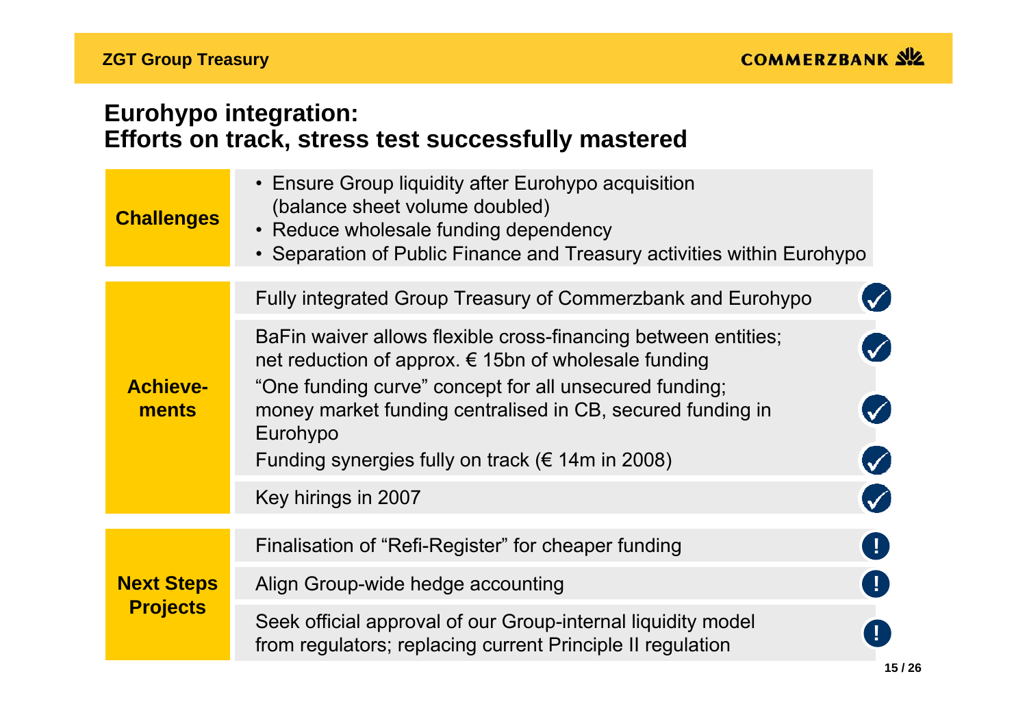# Eurohypo integration: Efforts on track, stress test successfully mastered

| Section | Content | Status |
| --- | --- | --- |
| **Challenges** | • Ensure Group liquidity after Eurohypo acquisition (balance sheet volume doubled)<br>• Reduce wholesale funding dependency<br>• Separation of Public Finance and Treasury activities within Eurohypo | |
| **Achievements** | Fully integrated Group Treasury of Commerzbank and Eurohypo | ✓ |
| | BaFin waiver allows flexible cross-financing between entities; net reduction of approx. € 15bn of wholesale funding | ✓ |
| | "One funding curve" concept for all unsecured funding; money market funding centralised in CB, secured funding in Eurohypo | ✓ |
| | Funding synergies fully on track (€ 14m in 2008) | ✓ |
| | Key hirings in 2007 | ✓ |
| **Next Steps Projects** | Finalisation of "Refi-Register" for cheaper funding | ! |
| | Align Group-wide hedge accounting | ! |
| | Seek official approval of our Group-internal liquidity model from regulators; replacing current Principle II regulation | ! |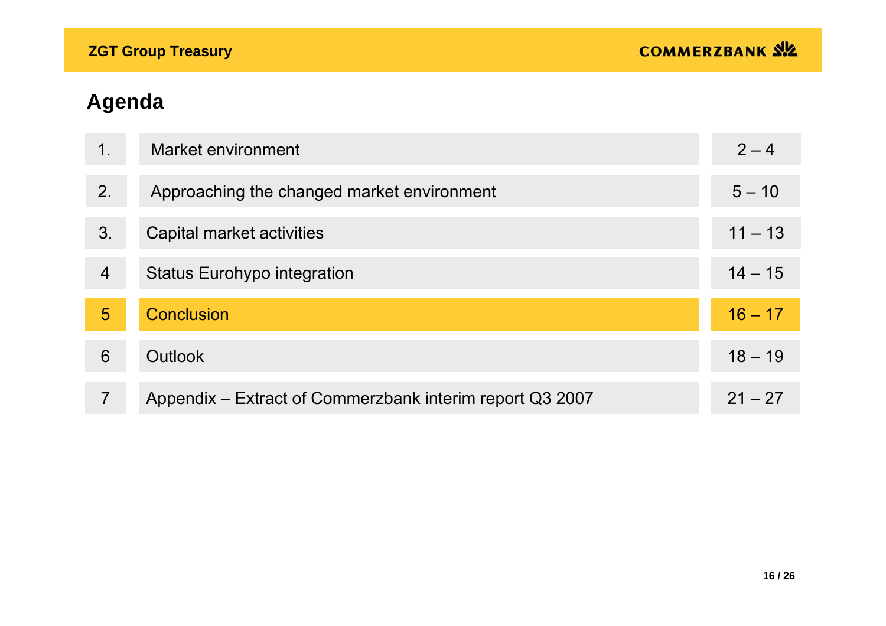## Agenda

| | | |
|---|---|---|
| 1. | Market environment | 2 – 4 |
| 2. | Approaching the changed market environment | 5 – 10 |
| 3. | Capital market activities | 11 – 13 |
| 4 | Status Eurohypo integration | 14 – 15 |
| **5** | **Conclusion** | **16 – 17** |
| 6 | Outlook | 18 – 19 |
| 7 | Appendix – Extract of Commerzbank interim report Q3 2007 | 21 – 27 |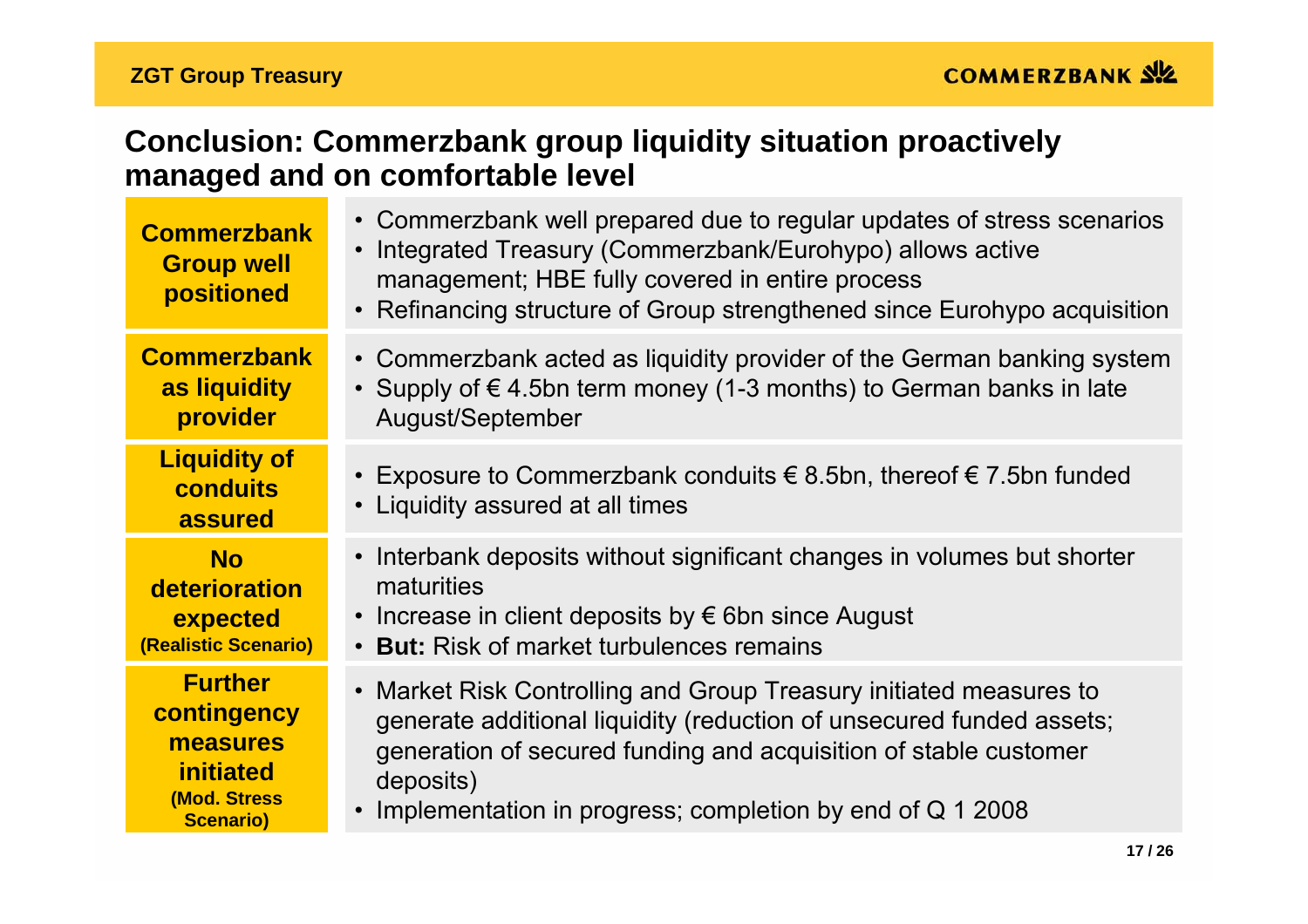## Conclusion: Commerzbank group liquidity situation proactively managed and on comfortable level

| | |
|---|---|
| **Commerzbank Group well positioned** | • Commerzbank well prepared due to regular updates of stress scenarios<br>• Integrated Treasury (Commerzbank/Eurohypo) allows active management; HBE fully covered in entire process<br>• Refinancing structure of Group strengthened since Eurohypo acquisition |
| **Commerzbank as liquidity provider** | • Commerzbank acted as liquidity provider of the German banking system<br>• Supply of € 4.5bn term money (1-3 months) to German banks in late August/September |
| **Liquidity of conduits assured** | • Exposure to Commerzbank conduits € 8.5bn, thereof € 7.5bn funded<br>• Liquidity assured at all times |
| **No deterioration expected (Realistic Scenario)** | • Interbank deposits without significant changes in volumes but shorter maturities<br>• Increase in client deposits by € 6bn since August<br>• **But:** Risk of market turbulences remains |
| **Further contingency measures initiated (Mod. Stress Scenario)** | • Market Risk Controlling and Group Treasury initiated measures to generate additional liquidity (reduction of unsecured funded assets; generation of secured funding and acquisition of stable customer deposits)<br>• Implementation in progress; completion by end of Q 1 2008 |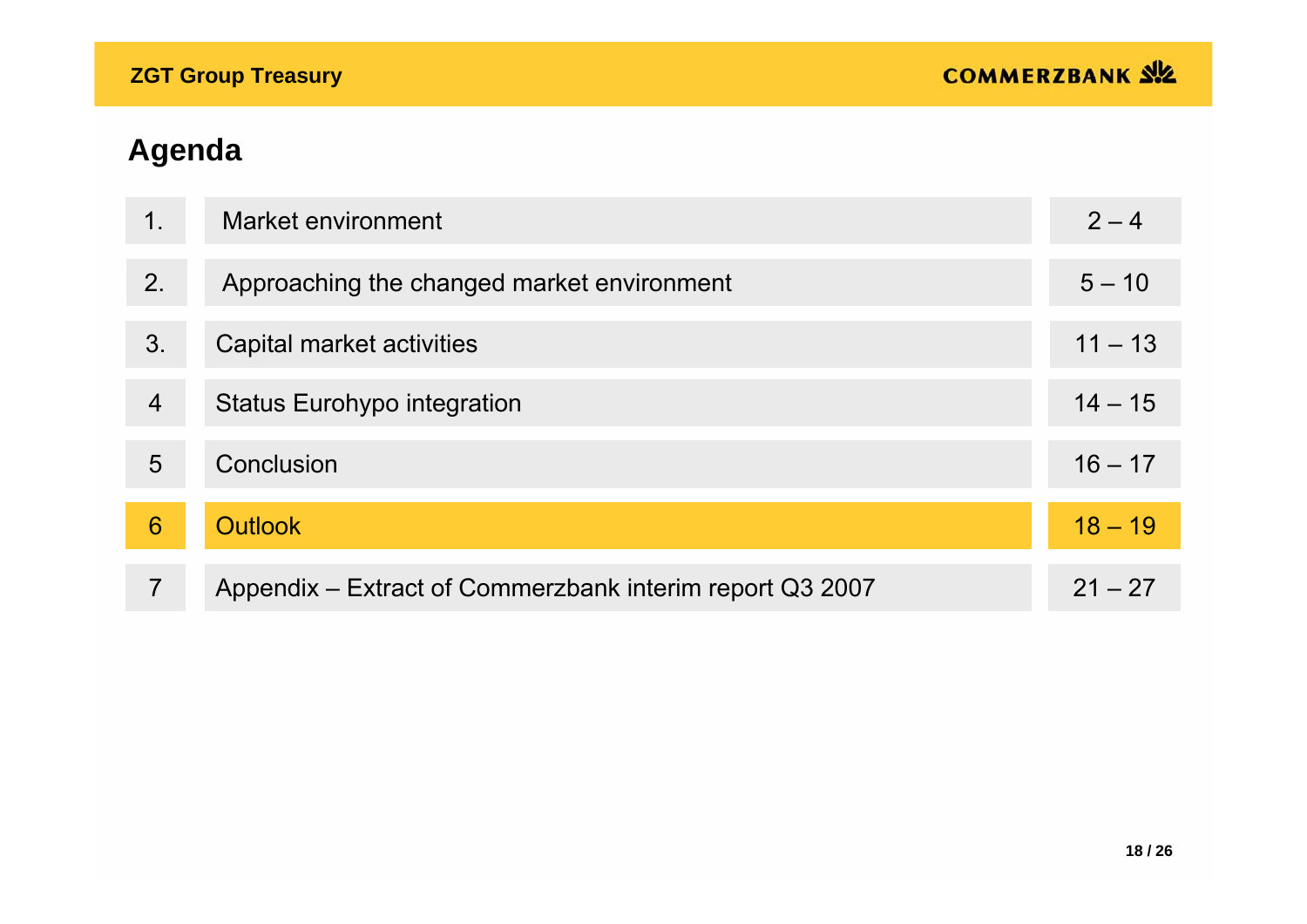## Agenda

| | | |
|---|---|---|
| 1. | Market environment | 2 – 4 |
| 2. | Approaching the changed market environment | 5 – 10 |
| 3. | Capital market activities | 11 – 13 |
| 4 | Status Eurohypo integration | 14 – 15 |
| 5 | Conclusion | 16 – 17 |
| 6 | Outlook | 18 – 19 |
| 7 | Appendix – Extract of Commerzbank interim report Q3 2007 | 21 – 27 |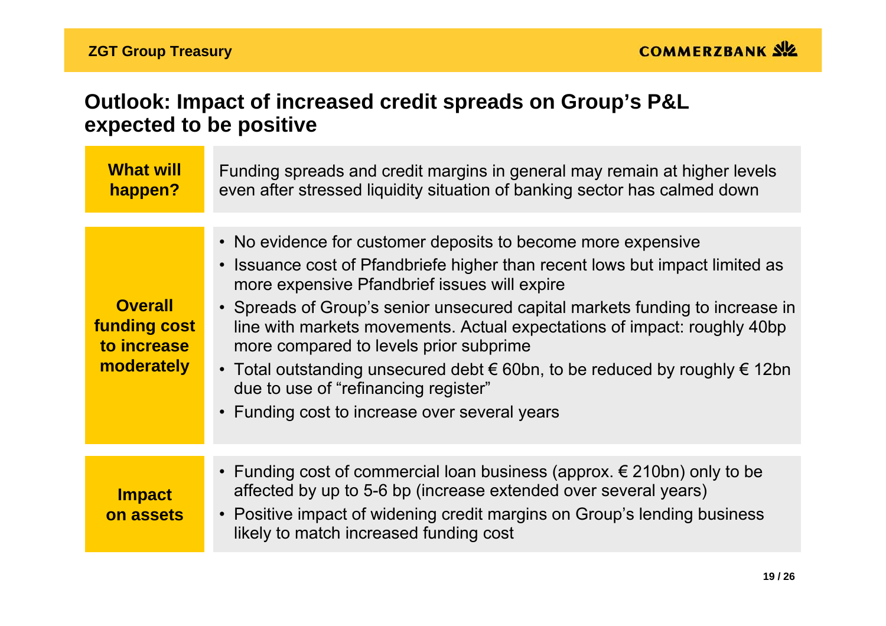# Outlook: Impact of increased credit spreads on Group's P&L expected to be positive

| | |
|---|---|
| **What will happen?** | Funding spreads and credit margins in general may remain at higher levels even after stressed liquidity situation of banking sector has calmed down |
| **Overall funding cost to increase moderately** | • No evidence for customer deposits to become more expensive<br>• Issuance cost of Pfandbriefe higher than recent lows but impact limited as more expensive Pfandbrief issues will expire<br>• Spreads of Group's senior unsecured capital markets funding to increase in line with markets movements. Actual expectations of impact: roughly 40bp more compared to levels prior subprime<br>• Total outstanding unsecured debt € 60bn, to be reduced by roughly € 12bn due to use of "refinancing register"<br>• Funding cost to increase over several years |
| **Impact on assets** | • Funding cost of commercial loan business (approx. € 210bn) only to be affected by up to 5-6 bp (increase extended over several years)<br>• Positive impact of widening credit margins on Group's lending business likely to match increased funding cost |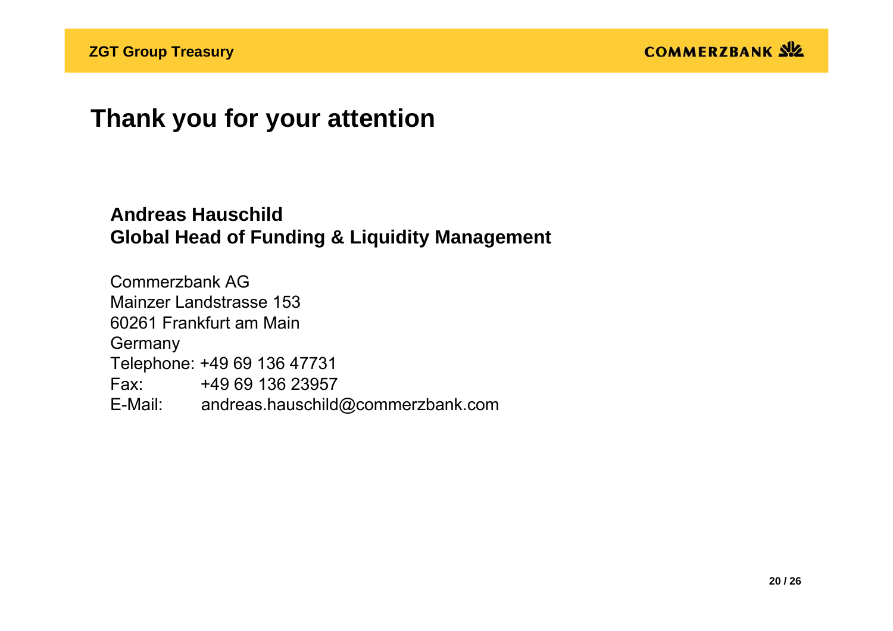# Thank you for your attention

**Andreas Hauschild**
**Global Head of Funding & Liquidity Management**

Commerzbank AG
Mainzer Landstrasse 153
60261 Frankfurt am Main
Germany
Telephone: +49 69 136 47731
Fax: +49 69 136 23957
E-Mail: andreas.hauschild@commerzbank.com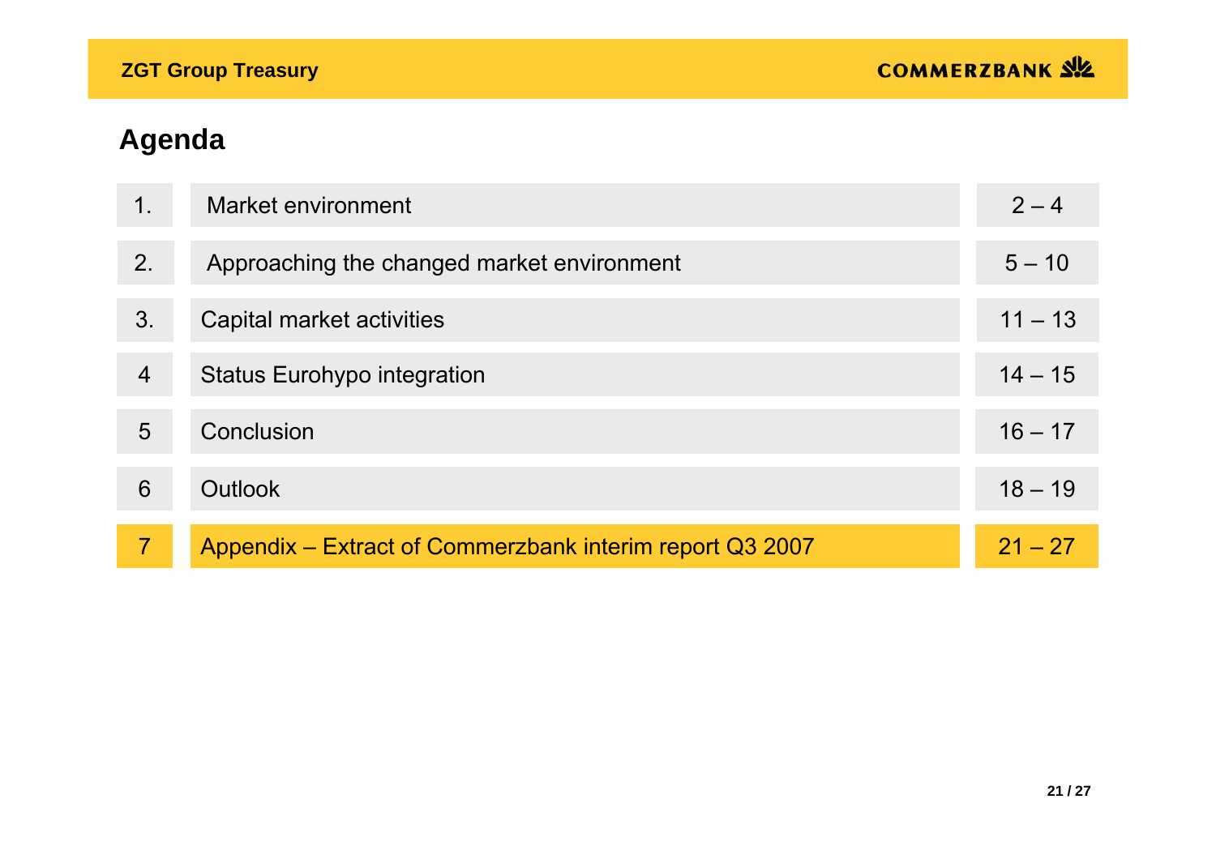## Agenda

| | | |
|---|---|---|
| 1. | Market environment | 2 – 4 |
| 2. | Approaching the changed market environment | 5 – 10 |
| 3. | Capital market activities | 11 – 13 |
| 4 | Status Eurohypo integration | 14 – 15 |
| 5 | Conclusion | 16 – 17 |
| 6 | Outlook | 18 – 19 |
| 7 | Appendix – Extract of Commerzbank interim report Q3 2007 | 21 – 27 |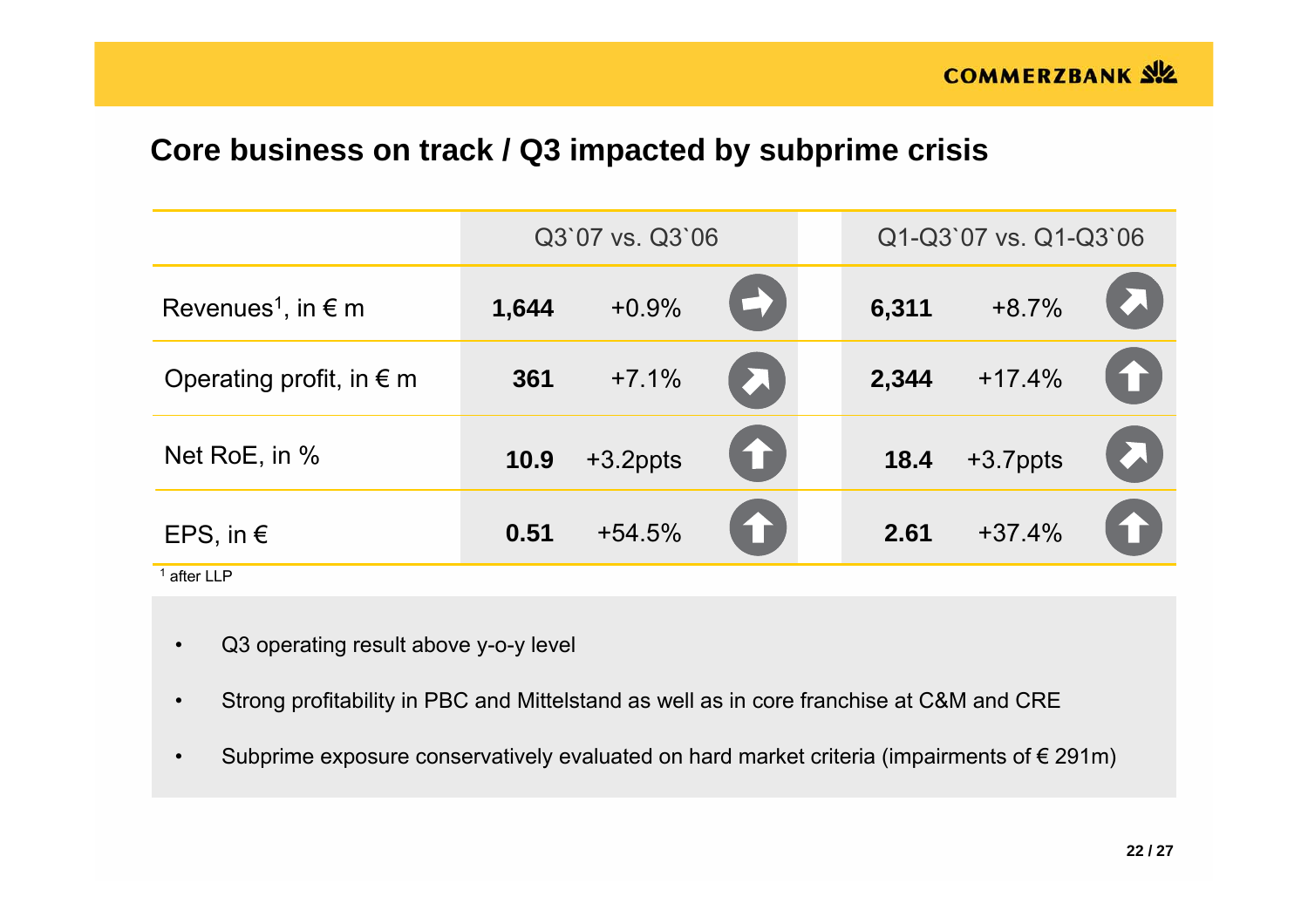## Core business on track / Q3 impacted by subprime crisis

| | Q3`07 vs. Q3`06 | | | Q1-Q3`07 vs. Q1-Q3`06 | | |
|---|---|---|---|---|---|---|
| Revenues[1], in € m | **1,644** | +0.9% | → | **6,311** | +8.7% | ↗ |
| Operating profit, in € m | **361** | +7.1% | ↗ | **2,344** | +17.4% | ↑ |
| Net RoE, in % | **10.9** | +3.2ppts | ↑ | **18.4** | +3.7ppts | ↗ |
| EPS, in € | **0.51** | +54.5% | ↑ | **2.61** | +37.4% | ↑ |

[1] after LLP

- Q3 operating result above y-o-y level
- Strong profitability in PBC and Mittelstand as well as in core franchise at C&M and CRE
- Subprime exposure conservatively evaluated on hard market criteria (impairments of € 291m)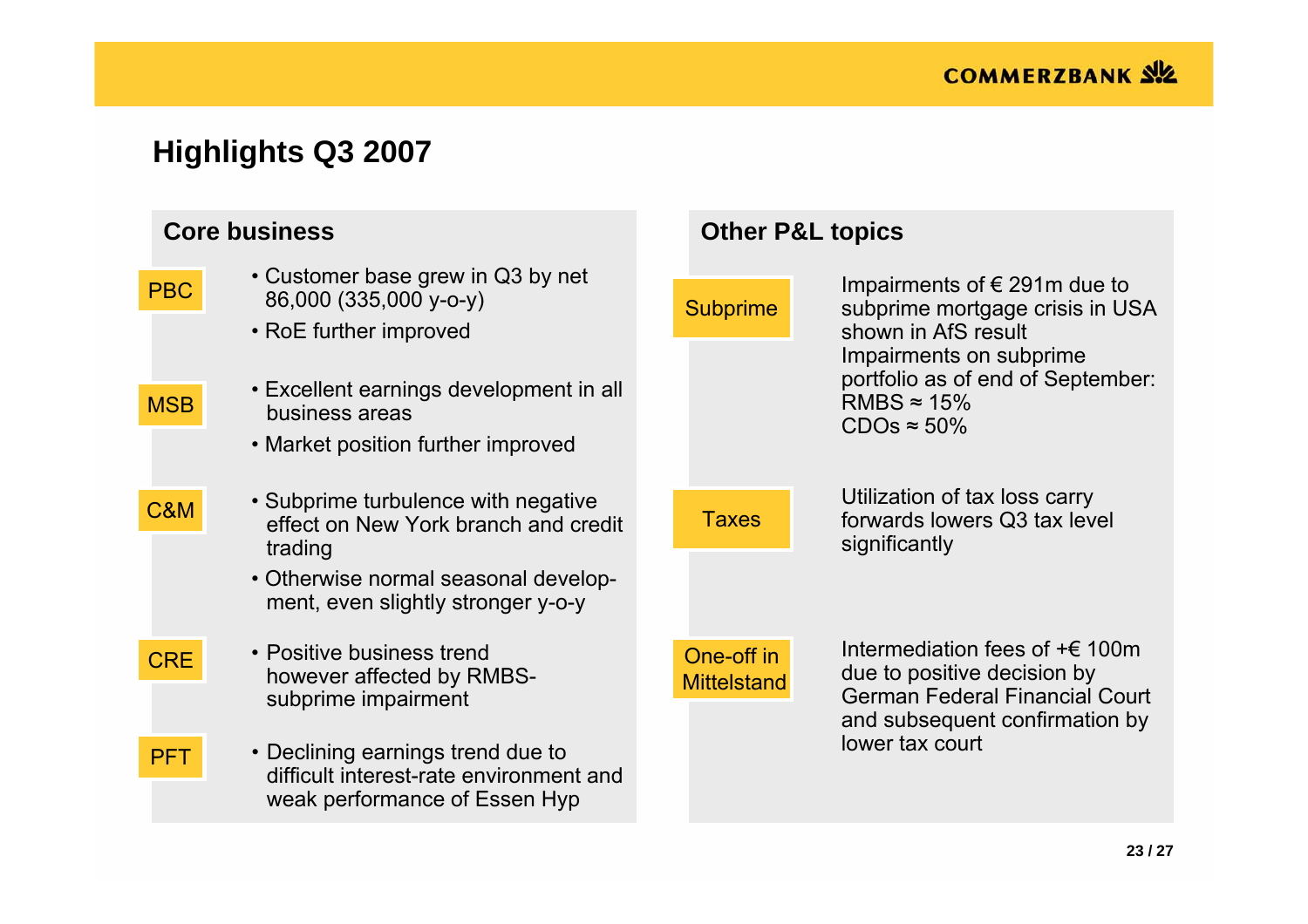# Highlights Q3 2007

## Core business

**PBC**

- Customer base grew in Q3 by net 86,000 (335,000 y-o-y)
- RoE further improved

**MSB**

- Excellent earnings development in all business areas
- Market position further improved

**C&M**

- Subprime turbulence with negative effect on New York branch and credit trading
- Otherwise normal seasonal development, even slightly stronger y-o-y

**CRE**

- Positive business trend however affected by RMBS-subprime impairment

**PFT**

- Declining earnings trend due to difficult interest-rate environment and weak performance of Essen Hyp

## Other P&L topics

**Subprime**

Impairments of € 291m due to subprime mortgage crisis in USA shown in AfS result
Impairments on subprime portfolio as of end of September:
RMBS ≈ 15%
CDOs ≈ 50%

**Taxes**

Utilization of tax loss carry forwards lowers Q3 tax level significantly

**One-off in Mittelstand**

Intermediation fees of +€ 100m due to positive decision by German Federal Financial Court and subsequent confirmation by lower tax court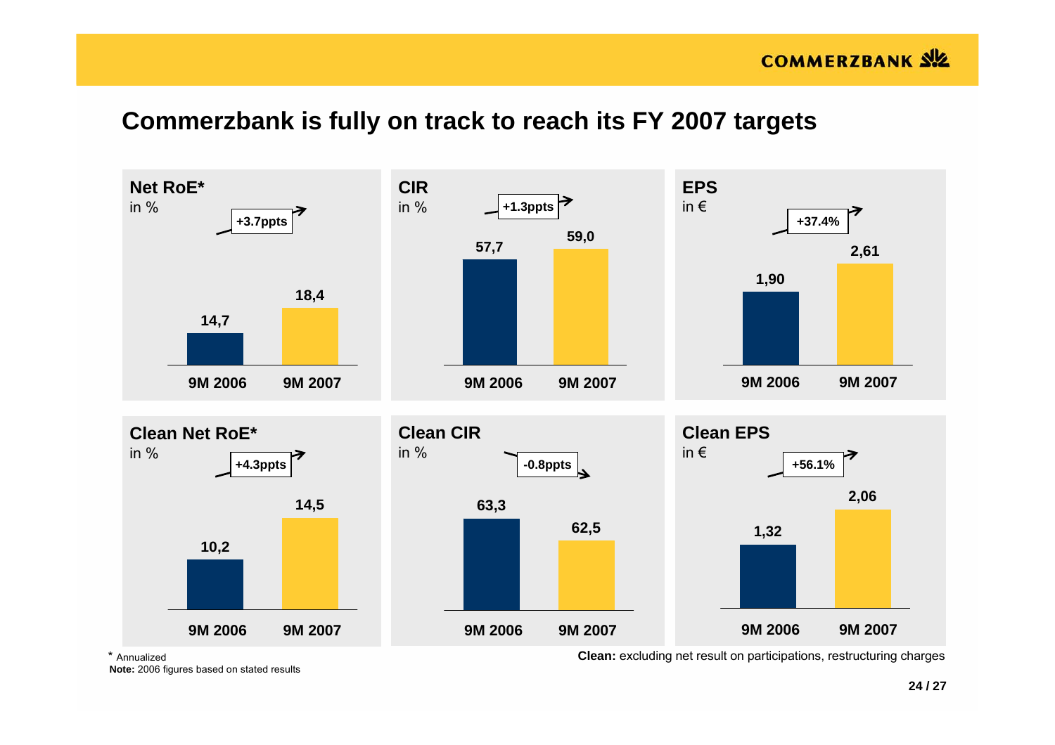# Commerzbank is fully on track to reach its FY 2007 targets

**Net RoE***
in %

+3.7ppts

| 9M 2006 | 9M 2007 |
|---|---|
| 14,7 | 18,4 |

**CIR**
in %

+1.3ppts

| 9M 2006 | 9M 2007 |
|---|---|
| 57,7 | 59,0 |

**EPS**
in €

+37.4%

| 9M 2006 | 9M 2007 |
|---|---|
| 1,90 | 2,61 |

**Clean Net RoE***
in %

+4.3ppts

| 9M 2006 | 9M 2007 |
|---|---|
| 10,2 | 14,5 |

**Clean CIR**
in %

-0.8ppts

| 9M 2006 | 9M 2007 |
|---|---|
| 63,3 | 62,5 |

**Clean EPS**
in €

+56.1%

| 9M 2006 | 9M 2007 |
|---|---|
| 1,32 | 2,06 |

* Annualized

**Note:** 2006 figures based on stated results

**Clean:** excluding net result on participations, restructuring charges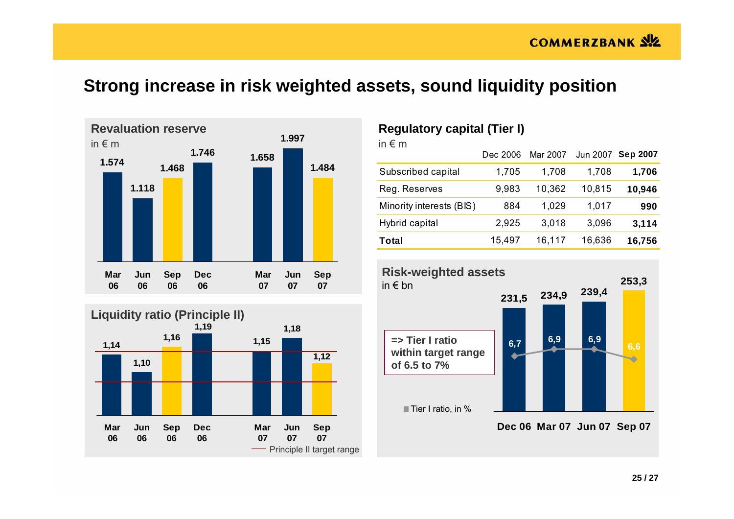# Strong increase in risk weighted assets, sound liquidity position

## Revaluation reserve

in € m

| | Mar 06 | Jun 06 | Sep 06 | Dec 06 | Mar 07 | Jun 07 | Sep 07 |
|---|---|---|---|---|---|---|---|
| Revaluation reserve | 1.574 | 1.118 | 1.468 | 1.746 | 1.658 | 1.997 | 1.484 |

## Liquidity ratio (Principle II)

| | Mar 06 | Jun 06 | Sep 06 | Dec 06 | Mar 07 | Jun 07 | Sep 07 |
|---|---|---|---|---|---|---|---|
| Liquidity ratio | 1,14 | 1,10 | 1,16 | 1,19 | 1,15 | 1,18 | 1,12 |

Principle II target range

## Regulatory capital (Tier I)

in € m

| | Dec 2006 | Mar 2007 | Jun 2007 | **Sep 2007** |
|---|---|---|---|---|
| Subscribed capital | 1,705 | 1,708 | 1,708 | **1,706** |
| Reg. Reserves | 9,983 | 10,362 | 10,815 | **10,946** |
| Minority interests (BIS) | 884 | 1,029 | 1,017 | **990** |
| Hybrid capital | 2,925 | 3,018 | 3,096 | **3,114** |
| **Total** | 15,497 | 16,117 | 16,636 | **16,756** |

## Risk-weighted assets

in € bn

| | Dec 06 | Mar 07 | Jun 07 | Sep 07 |
|---|---|---|---|---|
| Risk-weighted assets | 231,5 | 234,9 | 239,4 | 253,3 |
| Tier I ratio, in % | 6,7 | 6,9 | 6,9 | 6,6 |

**=> Tier I ratio within target range of 6.5 to 7%**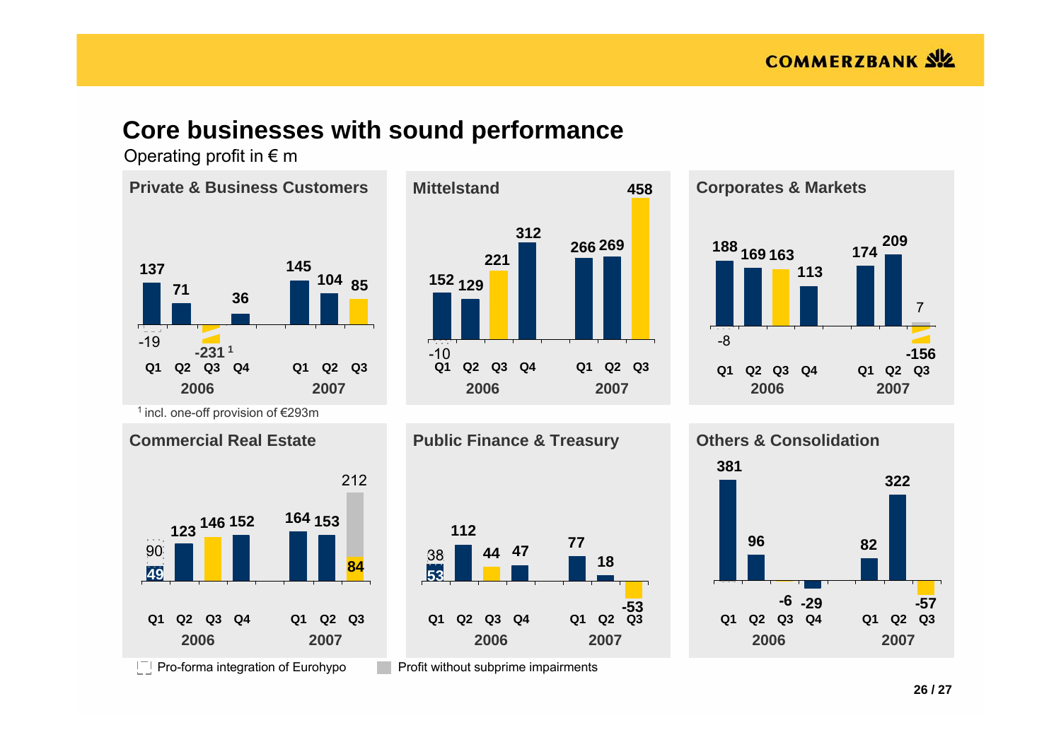# Core businesses with sound performance

Operating profit in € m

## Private & Business Customers

| | Q1 2006 | Q2 2006 | Q3 2006 | Q4 2006 | Q1 2007 | Q2 2007 | Q3 2007 |
|---|---|---|---|---|---|---|---|
| Operating profit | 137 (-19) | 71 | -231 [1] | 36 | 145 | 104 | 85 |

[1] incl. one-off provision of €293m

## Mittelstand

| | Q1 2006 | Q2 2006 | Q3 2006 | Q4 2006 | Q1 2007 | Q2 2007 | Q3 2007 |
|---|---|---|---|---|---|---|---|
| Operating profit | 152 (-10) | 129 | 221 | 312 | 266 | 269 | 458 |

## Corporates & Markets

| | Q1 2006 | Q2 2006 | Q3 2006 | Q4 2006 | Q1 2007 | Q2 2007 | Q3 2007 |
|---|---|---|---|---|---|---|---|
| Operating profit | 188 (-8) | 169 | 163 | 113 | 174 | 209 | -156 (7) |

## Commercial Real Estate

| | Q1 2006 | Q2 2006 | Q3 2006 | Q4 2006 | Q1 2007 | Q2 2007 | Q3 2007 |
|---|---|---|---|---|---|---|---|
| Operating profit | 49 (90) | 123 | 146 | 152 | 164 | 153 | 84 (212) |

## Public Finance & Treasury

| | Q1 2006 | Q2 2006 | Q3 2006 | Q4 2006 | Q1 2007 | Q2 2007 | Q3 2007 |
|---|---|---|---|---|---|---|---|
| Operating profit | 53 (38) | 112 | 44 | 47 | 77 | 18 | -53 |

## Others & Consolidation

| | Q1 2006 | Q2 2006 | Q3 2006 | Q4 2006 | Q1 2007 | Q2 2007 | Q3 2007 |
|---|---|---|---|---|---|---|---|
| Operating profit | 381 | 96 | -6 | -29 | 82 | 322 | -57 |

Pro-forma integration of Eurohypo (values in parentheses for Q1 2006)

Profit without subprime impairments (values in parentheses for Q3 2007)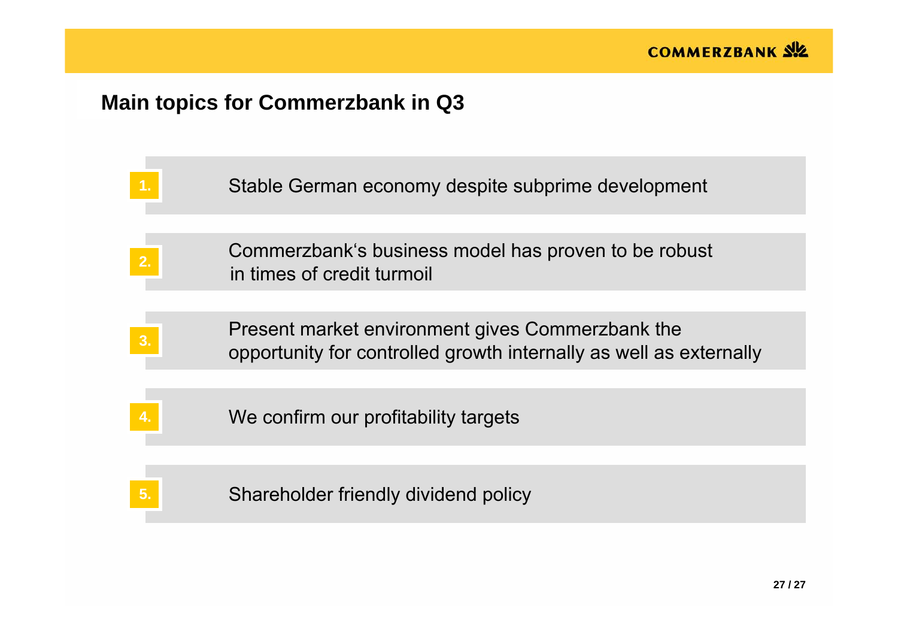# Main topics for Commerzbank in Q3

1. Stable German economy despite subprime development
2. Commerzbank's business model has proven to be robust in times of credit turmoil
3. Present market environment gives Commerzbank the opportunity for controlled growth internally as well as externally
4. We confirm our profitability targets
5. Shareholder friendly dividend policy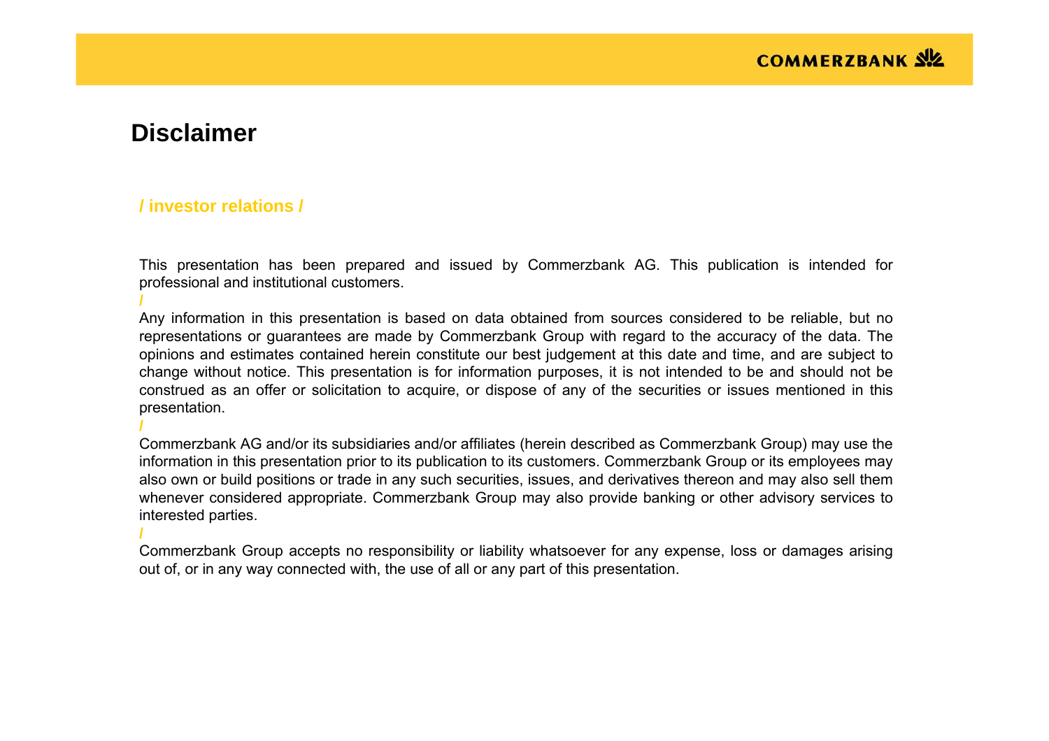# Disclaimer

**/ investor relations /**

This presentation has been prepared and issued by Commerzbank AG. This publication is intended for professional and institutional customers.

/

Any information in this presentation is based on data obtained from sources considered to be reliable, but no representations or guarantees are made by Commerzbank Group with regard to the accuracy of the data. The opinions and estimates contained herein constitute our best judgement at this date and time, and are subject to change without notice. This presentation is for information purposes, it is not intended to be and should not be construed as an offer or solicitation to acquire, or dispose of any of the securities or issues mentioned in this presentation.

/

Commerzbank AG and/or its subsidiaries and/or affiliates (herein described as Commerzbank Group) may use the information in this presentation prior to its publication to its customers. Commerzbank Group or its employees may also own or build positions or trade in any such securities, issues, and derivatives thereon and may also sell them whenever considered appropriate. Commerzbank Group may also provide banking or other advisory services to interested parties.

/

Commerzbank Group accepts no responsibility or liability whatsoever for any expense, loss or damages arising out of, or in any way connected with, the use of all or any part of this presentation.